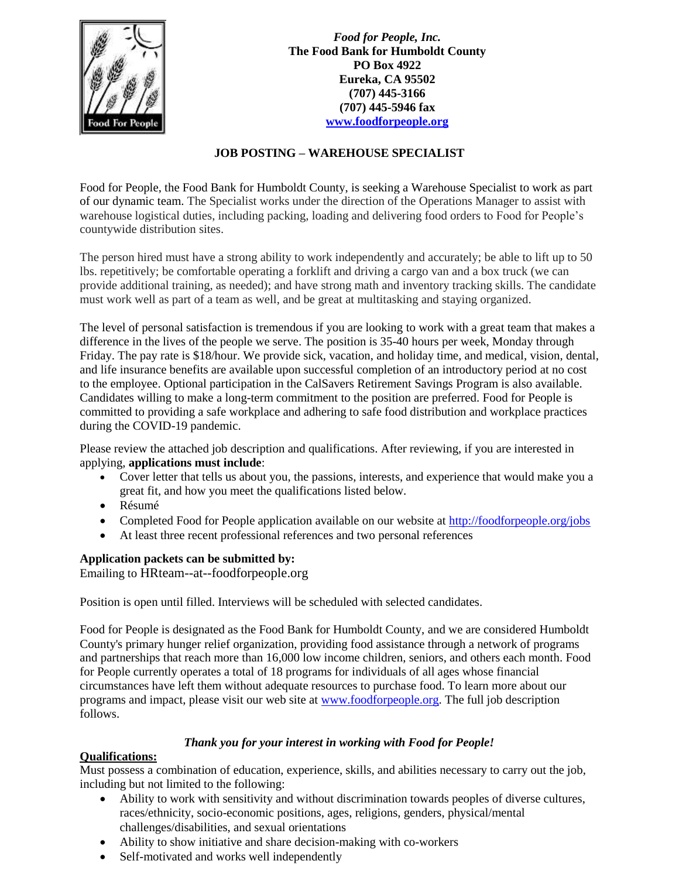*Food for People, Inc.*
**The Food Bank for Humboldt County**
**PO Box 4922**
**Eureka, CA 95502**
**(707) 445-3166**
**(707) 445-5946 fax**
**www.foodforpeople.org**

## JOB POSTING – WAREHOUSE SPECIALIST

Food for People, the Food Bank for Humboldt County, is seeking a Warehouse Specialist to work as part of our dynamic team. The Specialist works under the direction of the Operations Manager to assist with warehouse logistical duties, including packing, loading and delivering food orders to Food for People's countywide distribution sites.

The person hired must have a strong ability to work independently and accurately; be able to lift up to 50 lbs. repetitively; be comfortable operating a forklift and driving a cargo van and a box truck (we can provide additional training, as needed); and have strong math and inventory tracking skills. The candidate must work well as part of a team as well, and be great at multitasking and staying organized.

The level of personal satisfaction is tremendous if you are looking to work with a great team that makes a difference in the lives of the people we serve. The position is 35-40 hours per week, Monday through Friday. The pay rate is $18/hour. We provide sick, vacation, and holiday time, and medical, vision, dental, and life insurance benefits are available upon successful completion of an introductory period at no cost to the employee. Optional participation in the CalSavers Retirement Savings Program is also available. Candidates willing to make a long-term commitment to the position are preferred. Food for People is committed to providing a safe workplace and adhering to safe food distribution and workplace practices during the COVID-19 pandemic.

Please review the attached job description and qualifications. After reviewing, if you are interested in applying, **applications must include**:

- Cover letter that tells us about you, the passions, interests, and experience that would make you a great fit, and how you meet the qualifications listed below.
- Résumé
- Completed Food for People application available on our website at http://foodforpeople.org/jobs
- At least three recent professional references and two personal references

**Application packets can be submitted by:**
Emailing to HRteam--at--foodforpeople.org

Position is open until filled. Interviews will be scheduled with selected candidates.

Food for People is designated as the Food Bank for Humboldt County, and we are considered Humboldt County's primary hunger relief organization, providing food assistance through a network of programs and partnerships that reach more than 16,000 low income children, seniors, and others each month. Food for People currently operates a total of 18 programs for individuals of all ages whose financial circumstances have left them without adequate resources to purchase food. To learn more about our programs and impact, please visit our web site at www.foodforpeople.org. The full job description follows.

***Thank you for your interest in working with Food for People!***

**Qualifications:**

Must possess a combination of education, experience, skills, and abilities necessary to carry out the job, including but not limited to the following:

- Ability to work with sensitivity and without discrimination towards peoples of diverse cultures, races/ethnicity, socio-economic positions, ages, religions, genders, physical/mental challenges/disabilities, and sexual orientations
- Ability to show initiative and share decision-making with co-workers
- Self-motivated and works well independently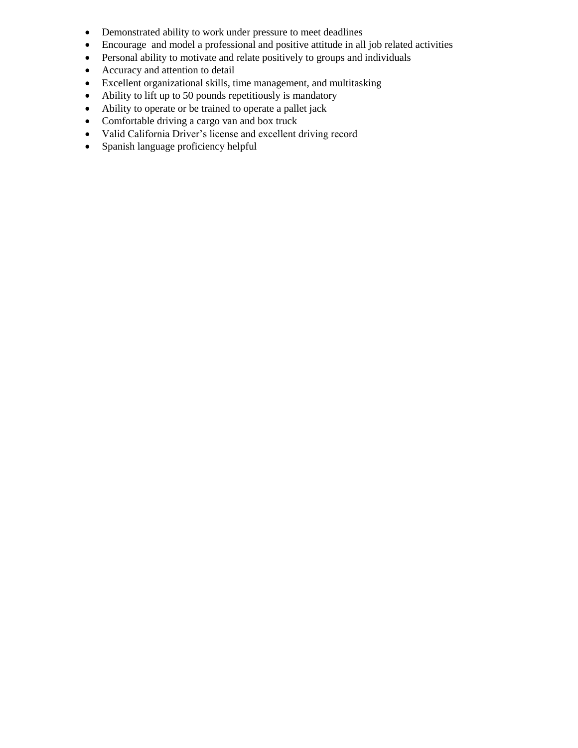- Demonstrated ability to work under pressure to meet deadlines
- Encourage  and model a professional and positive attitude in all job related activities
- Personal ability to motivate and relate positively to groups and individuals
- Accuracy and attention to detail
- Excellent organizational skills, time management, and multitasking
- Ability to lift up to 50 pounds repetitiously is mandatory
- Ability to operate or be trained to operate a pallet jack
- Comfortable driving a cargo van and box truck
- Valid California Driver's license and excellent driving record
- Spanish language proficiency helpful